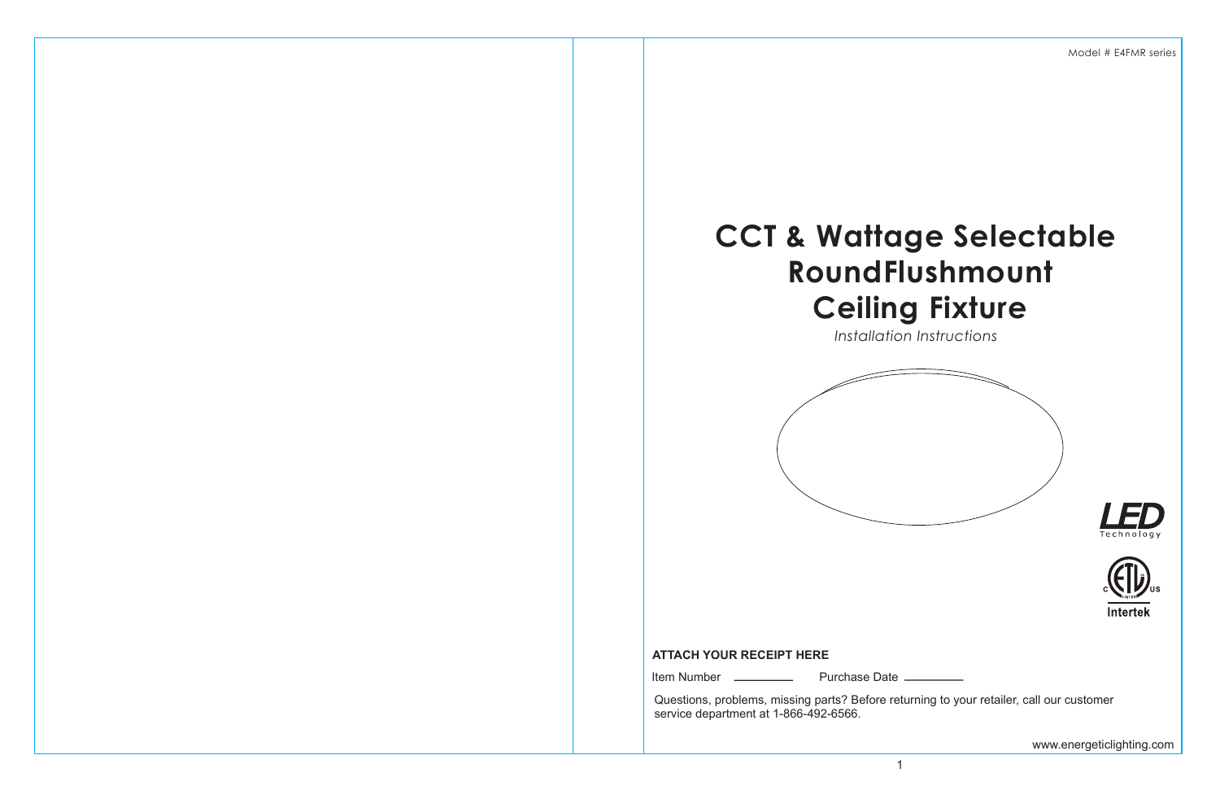Model # E4FMR series

# CCT & Wattage Selectable RoundFlushmount Ceiling Fixture

*Installation Instructions*

LED Technology

Intertek

**ATTACH YOUR RECEIPT HERE**

Item Number \_\_\_\_\_\_\_\_\_ Purchase Date \_\_\_\_\_\_\_\_\_

Questions, problems, missing parts? Before returning to your retailer, call our customer service department at 1-866-492-6566.

www.energeticlighting.com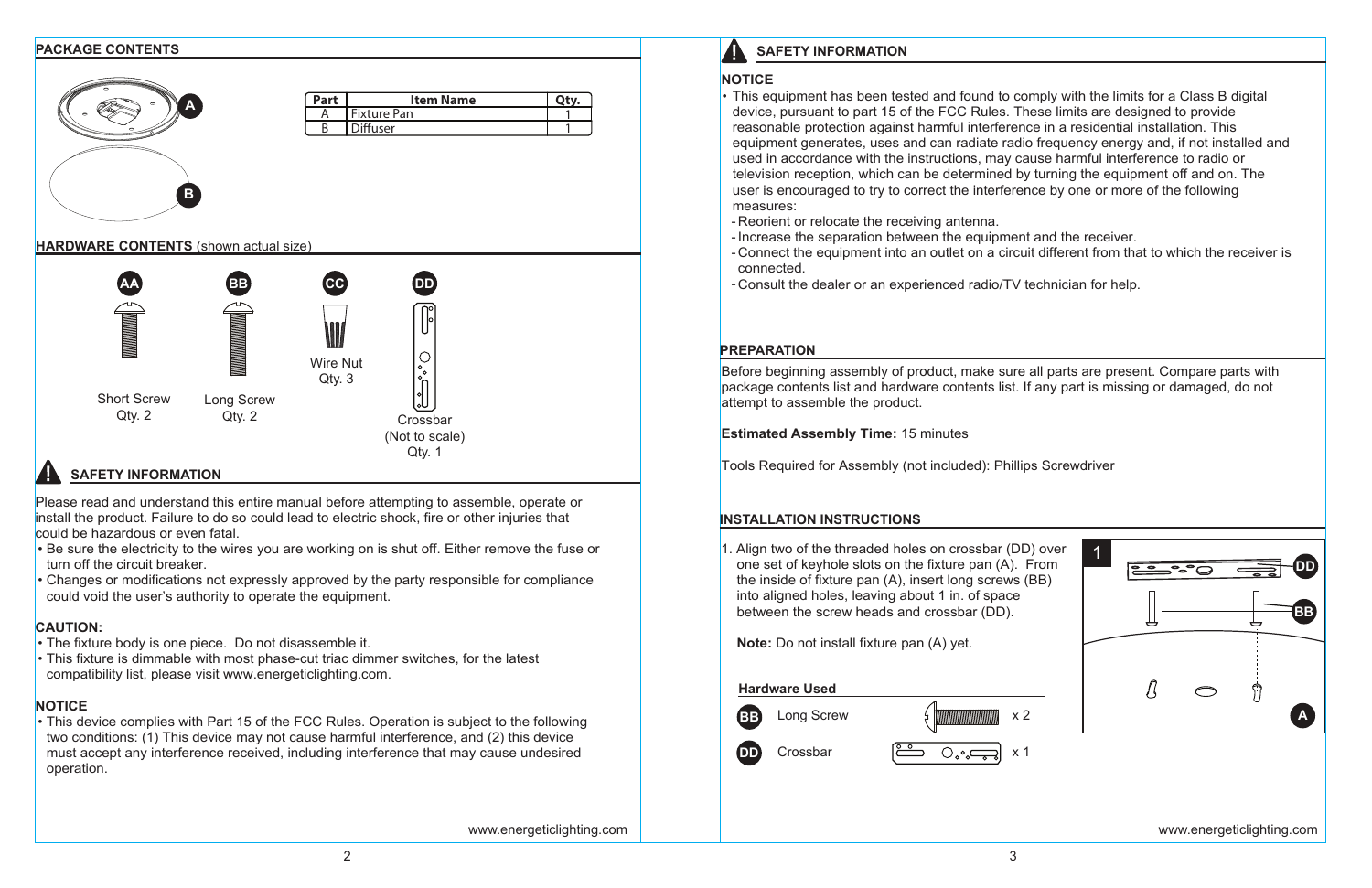## PACKAGE CONTENTS

| Part | Item Name | Qty. |
|---|---|---|
| A | Fixture Pan | 1 |
| B | Diffuser | 1 |

## HARDWARE CONTENTS (shown actual size)

AA — Short Screw, Qty. 2

BB — Long Screw, Qty. 2

CC — Wire Nut, Qty. 3

DD — Crossbar (Not to scale), Qty. 1

## SAFETY INFORMATION

Please read and understand this entire manual before attempting to assemble, operate or install the product. Failure to do so could lead to electric shock, fire or other injuries that could be hazardous or even fatal.

- Be sure the electricity to the wires you are working on is shut off. Either remove the fuse or turn off the circuit breaker.
- Changes or modifications not expressly approved by the party responsible for compliance could void the user's authority to operate the equipment.

**CAUTION:**

- The fixture body is one piece. Do not disassemble it.
- This fixture is dimmable with most phase-cut triac dimmer switches, for the latest compatibility list, please visit www.energeticlighting.com.

**NOTICE**

- This device complies with Part 15 of the FCC Rules. Operation is subject to the following two conditions: (1) This device may not cause harmful interference, and (2) this device must accept any interference received, including interference that may cause undesired operation.

www.energeticlighting.com

## SAFETY INFORMATION

**NOTICE**

- This equipment has been tested and found to comply with the limits for a Class B digital device, pursuant to part 15 of the FCC Rules. These limits are designed to provide reasonable protection against harmful interference in a residential installation. This equipment generates, uses and can radiate radio frequency energy and, if not installed and used in accordance with the instructions, may cause harmful interference to radio or television reception, which can be determined by turning the equipment off and on. The user is encouraged to try to correct the interference by one or more of the following measures:
  - Reorient or relocate the receiving antenna.
  - Increase the separation between the equipment and the receiver.
  - Connect the equipment into an outlet on a circuit different from that to which the receiver is connected.
  - Consult the dealer or an experienced radio/TV technician for help.

## PREPARATION

Before beginning assembly of product, make sure all parts are present. Compare parts with package contents list and hardware contents list. If any part is missing or damaged, do not attempt to assemble the product.

**Estimated Assembly Time:** 15 minutes

Tools Required for Assembly (not included): Phillips Screwdriver

## INSTALLATION INSTRUCTIONS

1. Align two of the threaded holes on crossbar (DD) over one set of keyhole slots on the fixture pan (A). From the inside of fixture pan (A), insert long screws (BB) into aligned holes, leaving about 1 in. of space between the screw heads and crossbar (DD).

   **Note:** Do not install fixture pan (A) yet.

**Hardware Used**

| | | |
|---|---|---|
| BB | Long Screw | x 2 |
| DD | Crossbar | x 1 |

www.energeticlighting.com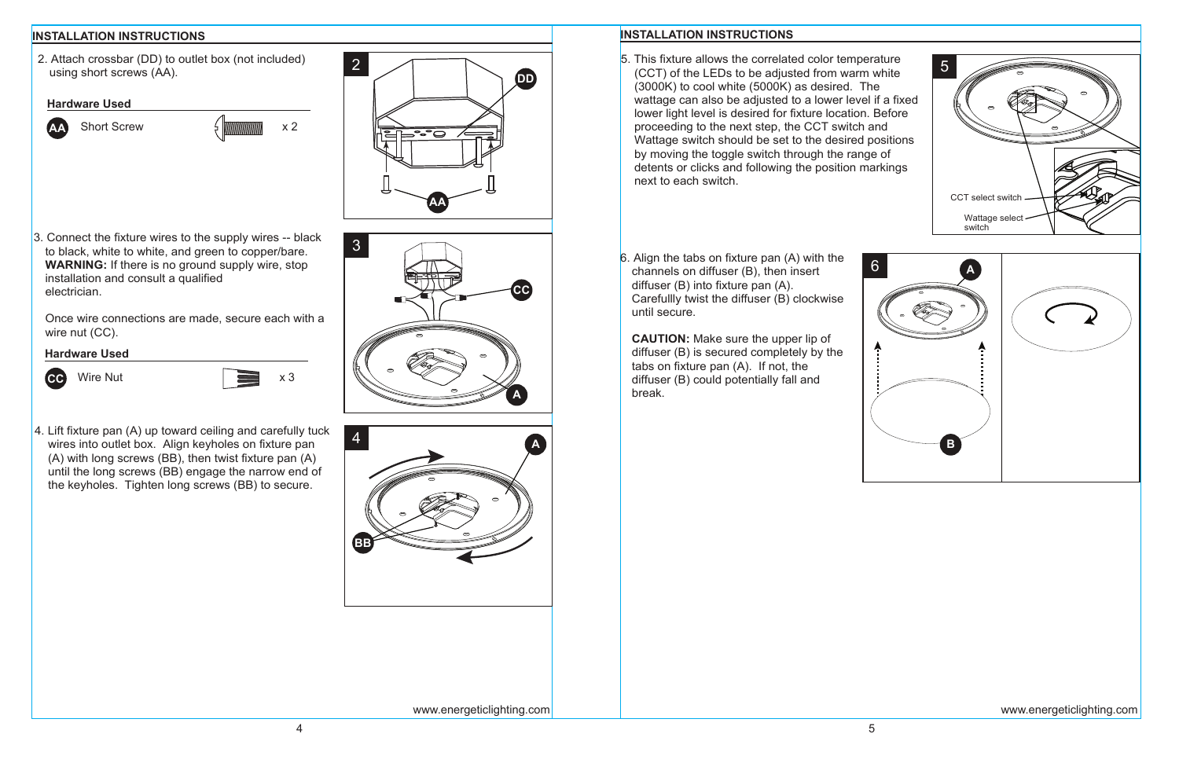## INSTALLATION INSTRUCTIONS

2. Attach crossbar (DD) to outlet box (not included) using short screws (AA).

**Hardware Used**

| | | |
|---|---|---|
| AA | Short Screw | x 2 |

3. Connect the fixture wires to the supply wires -- black to black, white to white, and green to copper/bare. **WARNING:** If there is no ground supply wire, stop installation and consult a qualified electrician.

   Once wire connections are made, secure each with a wire nut (CC).

**Hardware Used**

| | | |
|---|---|---|
| CC | Wire Nut | x 3 |

4. Lift fixture pan (A) up toward ceiling and carefully tuck wires into outlet box. Align keyholes on fixture pan (A) with long screws (BB), then twist fixture pan (A) until the long screws (BB) engage the narrow end of the keyholes. Tighten long screws (BB) to secure.

www.energeticlighting.com

## INSTALLATION INSTRUCTIONS

5. This fixture allows the correlated color temperature (CCT) of the LEDs to be adjusted from warm white (3000K) to cool white (5000K) as desired. The wattage can also be adjusted to a lower level if a fixed lower light level is desired for fixture location. Before proceeding to the next step, the CCT switch and Wattage switch should be set to the desired positions by moving the toggle switch through the range of detents or clicks and following the position markings next to each switch.

CCT select switch

Wattage select switch

6. Align the tabs on fixture pan (A) with the channels on diffuser (B), then insert diffuser (B) into fixture pan (A). Carefullly twist the diffuser (B) clockwise until secure.

   **CAUTION:** Make sure the upper lip of diffuser (B) is secured completely by the tabs on fixture pan (A). If not, the diffuser (B) could potentially fall and break.

www.energeticlighting.com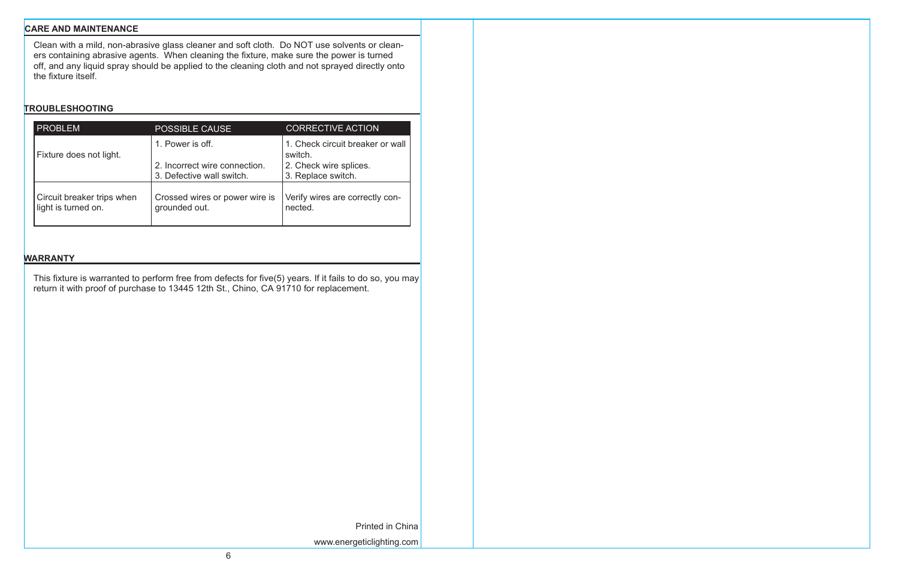## CARE AND MAINTENANCE

Clean with a mild, non-abrasive glass cleaner and soft cloth. Do NOT use solvents or cleaners containing abrasive agents. When cleaning the fixture, make sure the power is turned off, and any liquid spray should be applied to the cleaning cloth and not sprayed directly onto the fixture itself.

## TROUBLESHOOTING

| PROBLEM | POSSIBLE CAUSE | CORRECTIVE ACTION |
|---|---|---|
| Fixture does not light. | 1. Power is off.<br>2. Incorrect wire connection.<br>3. Defective wall switch. | 1. Check circuit breaker or wall switch.<br>2. Check wire splices.<br>3. Replace switch. |
| Circuit breaker trips when light is turned on. | Crossed wires or power wire is grounded out. | Verify wires are correctly connected. |

## WARRANTY

This fixture is warranted to perform free from defects for five(5) years. If it fails to do so, you may return it with proof of purchase to 13445 12th St., Chino, CA 91710 for replacement.

Printed in China

www.energeticlighting.com